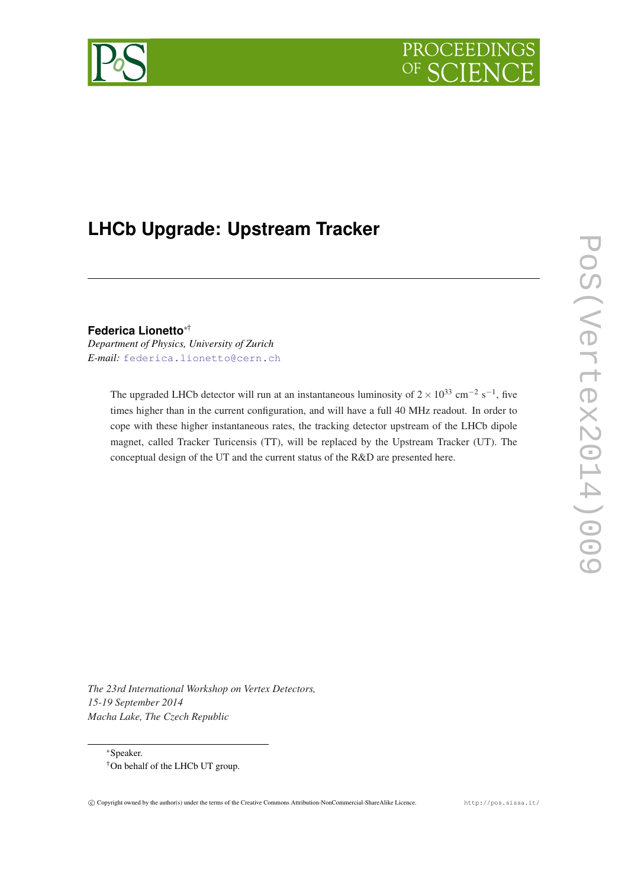# LHCb Upgrade: Upstream Tracker

**Federica Lionetto**[*†]

*Department of Physics, University of Zurich*

*E-mail:* federica.lionetto@cern.ch

The upgraded LHCb detector will run at an instantaneous luminosity of $2 \times 10^{33}$ cm$^{-2}$ s$^{-1}$, five times higher than in the current configuration, and will have a full 40 MHz readout. In order to cope with these higher instantaneous rates, the tracking detector upstream of the LHCb dipole magnet, called Tracker Turicensis (TT), will be replaced by the Upstream Tracker (UT). The conceptual design of the UT and the current status of the R&D are presented here.

*The 23rd International Workshop on Vertex Detectors,*
*15-19 September 2014*
*Macha Lake, The Czech Republic*

[*]Speaker.
[†]On behalf of the LHCb UT group.

© Copyright owned by the author(s) under the terms of the Creative Commons Attribution-NonCommercial-ShareAlike Licence. http://pos.sissa.it/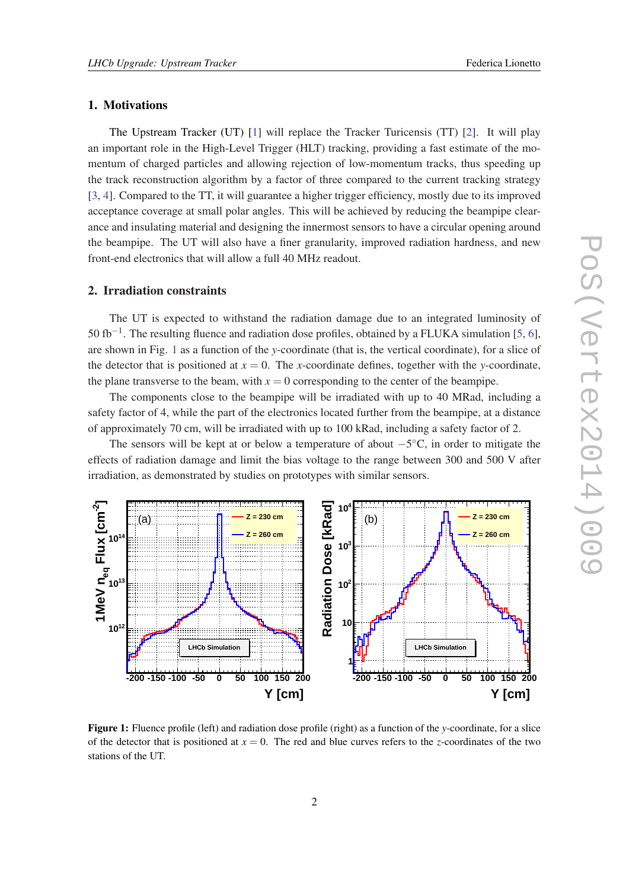## 1. Motivations

The Upstream Tracker (UT) [1] will replace the Tracker Turicensis (TT) [2]. It will play an important role in the High-Level Trigger (HLT) tracking, providing a fast estimate of the momentum of charged particles and allowing rejection of low-momentum tracks, thus speeding up the track reconstruction algorithm by a factor of three compared to the current tracking strategy [3, 4]. Compared to the TT, it will guarantee a higher trigger efficiency, mostly due to its improved acceptance coverage at small polar angles. This will be achieved by reducing the beampipe clearance and insulating material and designing the innermost sensors to have a circular opening around the beampipe. The UT will also have a finer granularity, improved radiation hardness, and new front-end electronics that will allow a full 40 MHz readout.

## 2. Irradiation constraints

The UT is expected to withstand the radiation damage due to an integrated luminosity of 50 $\text{fb}^{-1}$. The resulting fluence and radiation dose profiles, obtained by a FLUKA simulation [5, 6], are shown in Fig. 1 as a function of the $y$-coordinate (that is, the vertical coordinate), for a slice of the detector that is positioned at $x = 0$. The $x$-coordinate defines, together with the $y$-coordinate, the plane transverse to the beam, with $x = 0$ corresponding to the center of the beampipe.

The components close to the beampipe will be irradiated with up to 40 MRad, including a safety factor of 4, while the part of the electronics located further from the beampipe, at a distance of approximately 70 cm, will be irradiated with up to 100 kRad, including a safety factor of 2.

The sensors will be kept at or below a temperature of about $-5°$C, in order to mitigate the effects of radiation damage and limit the bias voltage to the range between 300 and 500 V after irradiation, as demonstrated by studies on prototypes with similar sensors.

**Figure 1:** Fluence profile (left) and radiation dose profile (right) as a function of the $y$-coordinate, for a slice of the detector that is positioned at $x = 0$. The red and blue curves refers to the $z$-coordinates of the two stations of the UT.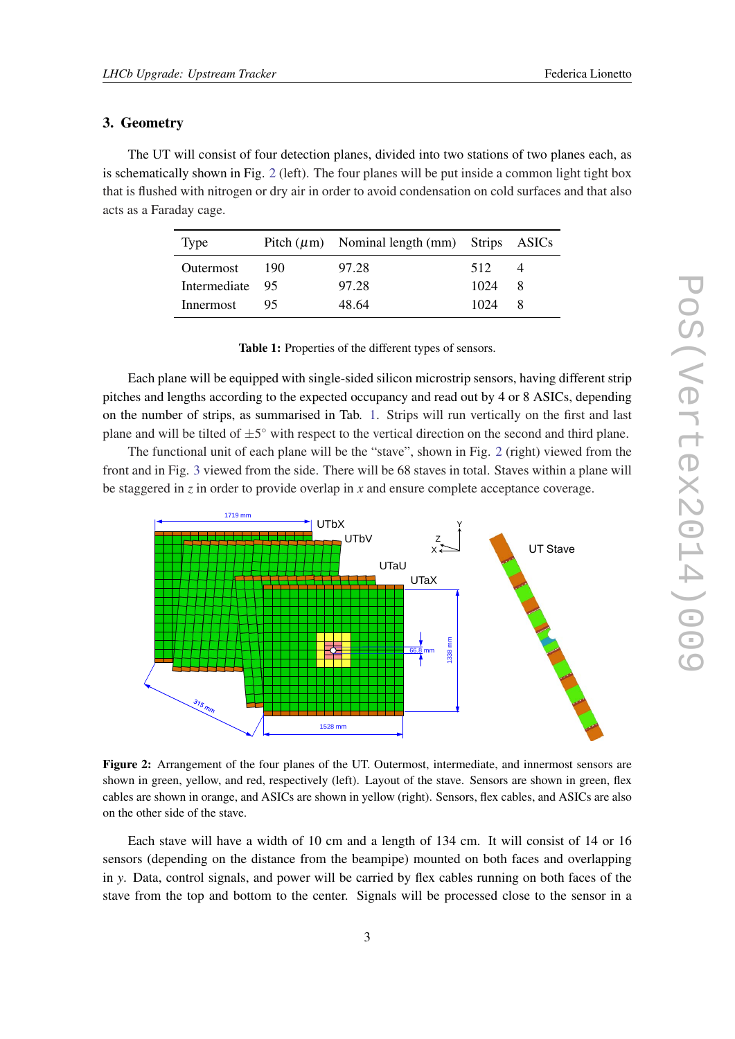## 3. Geometry

The UT will consist of four detection planes, divided into two stations of two planes each, as is schematically shown in Fig. 2 (left). The four planes will be put inside a common light tight box that is flushed with nitrogen or dry air in order to avoid condensation on cold surfaces and that also acts as a Faraday cage.

| Type | Pitch ($\mu$m) | Nominal length (mm) | Strips | ASICs |
|---|---|---|---|---|
| Outermost | 190 | 97.28 | 512 | 4 |
| Intermediate | 95 | 97.28 | 1024 | 8 |
| Innermost | 95 | 48.64 | 1024 | 8 |

**Table 1:** Properties of the different types of sensors.

Each plane will be equipped with single-sided silicon microstrip sensors, having different strip pitches and lengths according to the expected occupancy and read out by 4 or 8 ASICs, depending on the number of strips, as summarised in Tab. 1. Strips will run vertically on the first and last plane and will be tilted of $\pm 5^\circ$ with respect to the vertical direction on the second and third plane.

The functional unit of each plane will be the "stave", shown in Fig. 2 (right) viewed from the front and in Fig. 3 viewed from the side. There will be 68 staves in total. Staves within a plane will be staggered in $z$ in order to provide overlap in $x$ and ensure complete acceptance coverage.

**Figure 2:** Arrangement of the four planes of the UT. Outermost, intermediate, and innermost sensors are shown in green, yellow, and red, respectively (left). Layout of the stave. Sensors are shown in green, flex cables are shown in orange, and ASICs are shown in yellow (right). Sensors, flex cables, and ASICs are also on the other side of the stave.

Each stave will have a width of 10 cm and a length of 134 cm. It will consist of 14 or 16 sensors (depending on the distance from the beampipe) mounted on both faces and overlapping in $y$. Data, control signals, and power will be carried by flex cables running on both faces of the stave from the top and bottom to the center. Signals will be processed close to the sensor in a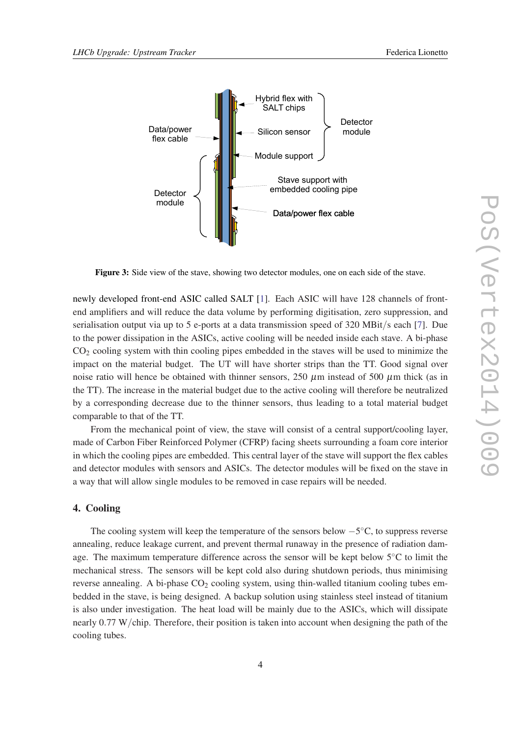Figure 3: Side view of the stave, showing two detector modules, one on each side of the stave.

newly developed front-end ASIC called SALT [1]. Each ASIC will have 128 channels of front-end amplifiers and will reduce the data volume by performing digitisation, zero suppression, and serialisation output via up to 5 e-ports at a data transmission speed of 320 MBit/s each [7]. Due to the power dissipation in the ASICs, active cooling will be needed inside each stave. A bi-phase $CO_2$ cooling system with thin cooling pipes embedded in the staves will be used to minimize the impact on the material budget. The UT will have shorter strips than the TT. Good signal over noise ratio will hence be obtained with thinner sensors, 250 $\mu$m instead of 500 $\mu$m thick (as in the TT). The increase in the material budget due to the active cooling will therefore be neutralized by a corresponding decrease due to the thinner sensors, thus leading to a total material budget comparable to that of the TT.

From the mechanical point of view, the stave will consist of a central support/cooling layer, made of Carbon Fiber Reinforced Polymer (CFRP) facing sheets surrounding a foam core interior in which the cooling pipes are embedded. This central layer of the stave will support the flex cables and detector modules with sensors and ASICs. The detector modules will be fixed on the stave in a way that will allow single modules to be removed in case repairs will be needed.

## 4. Cooling

The cooling system will keep the temperature of the sensors below $-5^{\circ}$C, to suppress reverse annealing, reduce leakage current, and prevent thermal runaway in the presence of radiation damage. The maximum temperature difference across the sensor will be kept below $5^{\circ}$C to limit the mechanical stress. The sensors will be kept cold also during shutdown periods, thus minimising reverse annealing. A bi-phase $CO_2$ cooling system, using thin-walled titanium cooling tubes embedded in the stave, is being designed. A backup solution using stainless steel instead of titanium is also under investigation. The heat load will be mainly due to the ASICs, which will dissipate nearly 0.77 W/chip. Therefore, their position is taken into account when designing the path of the cooling tubes.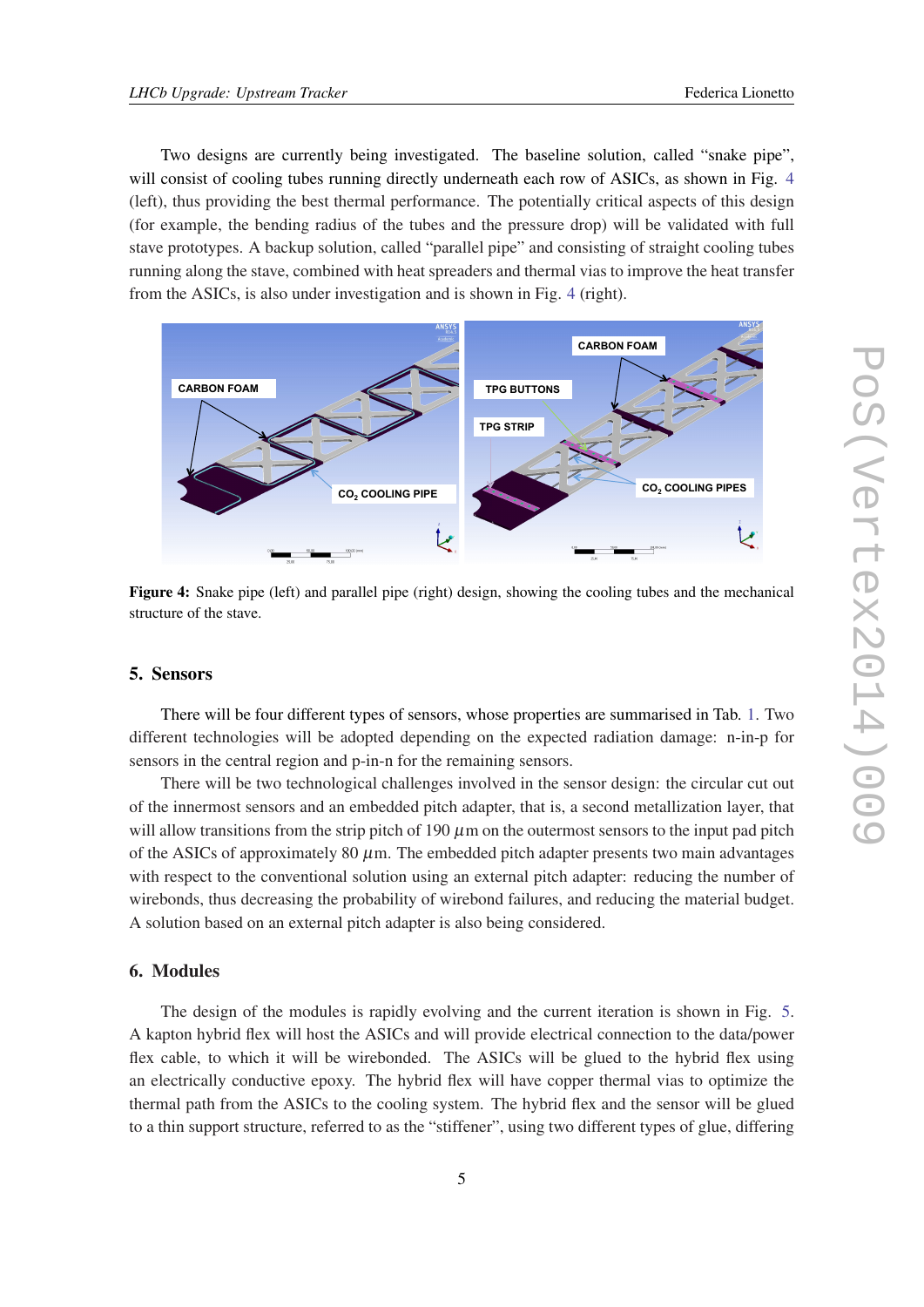Two designs are currently being investigated. The baseline solution, called "snake pipe", will consist of cooling tubes running directly underneath each row of ASICs, as shown in Fig. 4 (left), thus providing the best thermal performance. The potentially critical aspects of this design (for example, the bending radius of the tubes and the pressure drop) will be validated with full stave prototypes. A backup solution, called "parallel pipe" and consisting of straight cooling tubes running along the stave, combined with heat spreaders and thermal vias to improve the heat transfer from the ASICs, is also under investigation and is shown in Fig. 4 (right).

**Figure 4:** Snake pipe (left) and parallel pipe (right) design, showing the cooling tubes and the mechanical structure of the stave.

## 5. Sensors

There will be four different types of sensors, whose properties are summarised in Tab. 1. Two different technologies will be adopted depending on the expected radiation damage: n-in-p for sensors in the central region and p-in-n for the remaining sensors.

There will be two technological challenges involved in the sensor design: the circular cut out of the innermost sensors and an embedded pitch adapter, that is, a second metallization layer, that will allow transitions from the strip pitch of 190 $\mu$m on the outermost sensors to the input pad pitch of the ASICs of approximately 80 $\mu$m. The embedded pitch adapter presents two main advantages with respect to the conventional solution using an external pitch adapter: reducing the number of wirebonds, thus decreasing the probability of wirebond failures, and reducing the material budget. A solution based on an external pitch adapter is also being considered.

## 6. Modules

The design of the modules is rapidly evolving and the current iteration is shown in Fig. 5. A kapton hybrid flex will host the ASICs and will provide electrical connection to the data/power flex cable, to which it will be wirebonded. The ASICs will be glued to the hybrid flex using an electrically conductive epoxy. The hybrid flex will have copper thermal vias to optimize the thermal path from the ASICs to the cooling system. The hybrid flex and the sensor will be glued to a thin support structure, referred to as the "stiffener", using two different types of glue, differing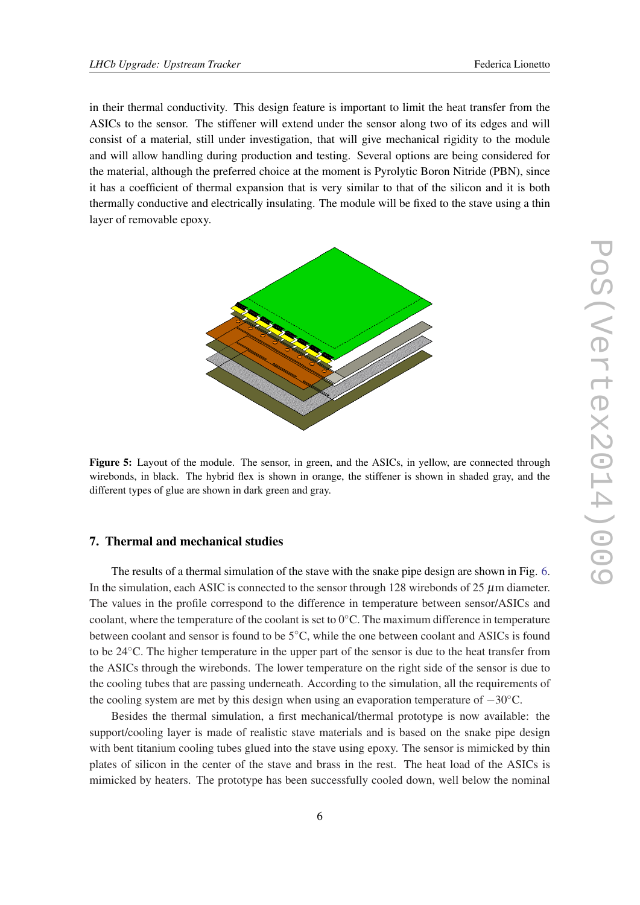in their thermal conductivity. This design feature is important to limit the heat transfer from the ASICs to the sensor. The stiffener will extend under the sensor along two of its edges and will consist of a material, still under investigation, that will give mechanical rigidity to the module and will allow handling during production and testing. Several options are being considered for the material, although the preferred choice at the moment is Pyrolytic Boron Nitride (PBN), since it has a coefficient of thermal expansion that is very similar to that of the silicon and it is both thermally conductive and electrically insulating. The module will be fixed to the stave using a thin layer of removable epoxy.

**Figure 5:** Layout of the module. The sensor, in green, and the ASICs, in yellow, are connected through wirebonds, in black. The hybrid flex is shown in orange, the stiffener is shown in shaded gray, and the different types of glue are shown in dark green and gray.

## 7. Thermal and mechanical studies

The results of a thermal simulation of the stave with the snake pipe design are shown in Fig. 6. In the simulation, each ASIC is connected to the sensor through 128 wirebonds of 25 $\mu$m diameter. The values in the profile correspond to the difference in temperature between sensor/ASICs and coolant, where the temperature of the coolant is set to 0°C. The maximum difference in temperature between coolant and sensor is found to be 5°C, while the one between coolant and ASICs is found to be 24°C. The higher temperature in the upper part of the sensor is due to the heat transfer from the ASICs through the wirebonds. The lower temperature on the right side of the sensor is due to the cooling tubes that are passing underneath. According to the simulation, all the requirements of the cooling system are met by this design when using an evaporation temperature of $-30$°C.

Besides the thermal simulation, a first mechanical/thermal prototype is now available: the support/cooling layer is made of realistic stave materials and is based on the snake pipe design with bent titanium cooling tubes glued into the stave using epoxy. The sensor is mimicked by thin plates of silicon in the center of the stave and brass in the rest. The heat load of the ASICs is mimicked by heaters. The prototype has been successfully cooled down, well below the nominal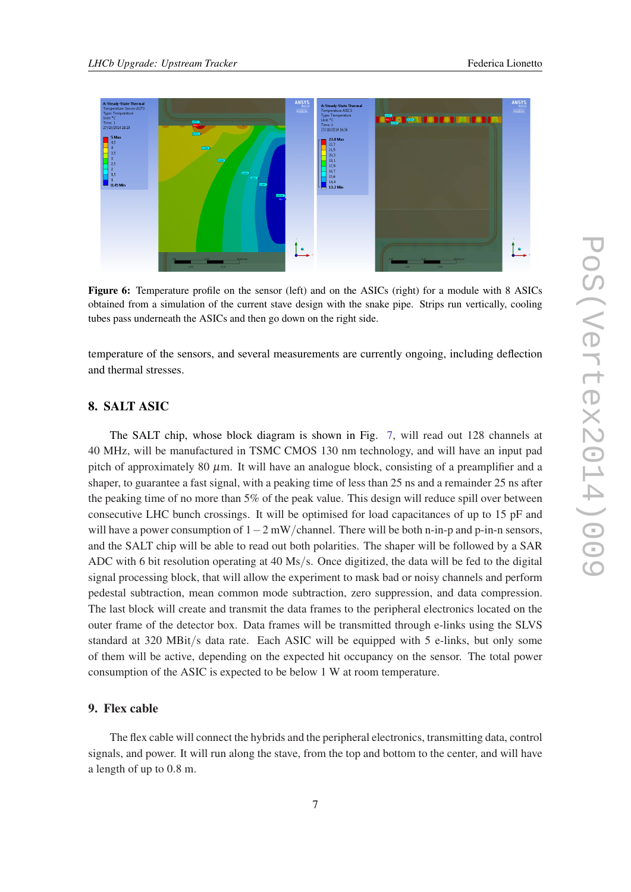**Figure 6:** Temperature profile on the sensor (left) and on the ASICs (right) for a module with 8 ASICs obtained from a simulation of the current stave design with the snake pipe. Strips run vertically, cooling tubes pass underneath the ASICs and then go down on the right side.

temperature of the sensors, and several measurements are currently ongoing, including deflection and thermal stresses.

## 8. SALT ASIC

The SALT chip, whose block diagram is shown in Fig. 7, will read out 128 channels at 40 MHz, will be manufactured in TSMC CMOS 130 nm technology, and will have an input pad pitch of approximately 80 $\mu$m. It will have an analogue block, consisting of a preamplifier and a shaper, to guarantee a fast signal, with a peaking time of less than 25 ns and a remainder 25 ns after the peaking time of no more than 5% of the peak value. This design will reduce spill over between consecutive LHC bunch crossings. It will be optimised for load capacitances of up to 15 pF and will have a power consumption of $1-2$ mW/channel. There will be both n-in-p and p-in-n sensors, and the SALT chip will be able to read out both polarities. The shaper will be followed by a SAR ADC with 6 bit resolution operating at 40 Ms/s. Once digitized, the data will be fed to the digital signal processing block, that will allow the experiment to mask bad or noisy channels and perform pedestal subtraction, mean common mode subtraction, zero suppression, and data compression. The last block will create and transmit the data frames to the peripheral electronics located on the outer frame of the detector box. Data frames will be transmitted through e-links using the SLVS standard at 320 MBit/s data rate. Each ASIC will be equipped with 5 e-links, but only some of them will be active, depending on the expected hit occupancy on the sensor. The total power consumption of the ASIC is expected to be below 1 W at room temperature.

## 9. Flex cable

The flex cable will connect the hybrids and the peripheral electronics, transmitting data, control signals, and power. It will run along the stave, from the top and bottom to the center, and will have a length of up to 0.8 m.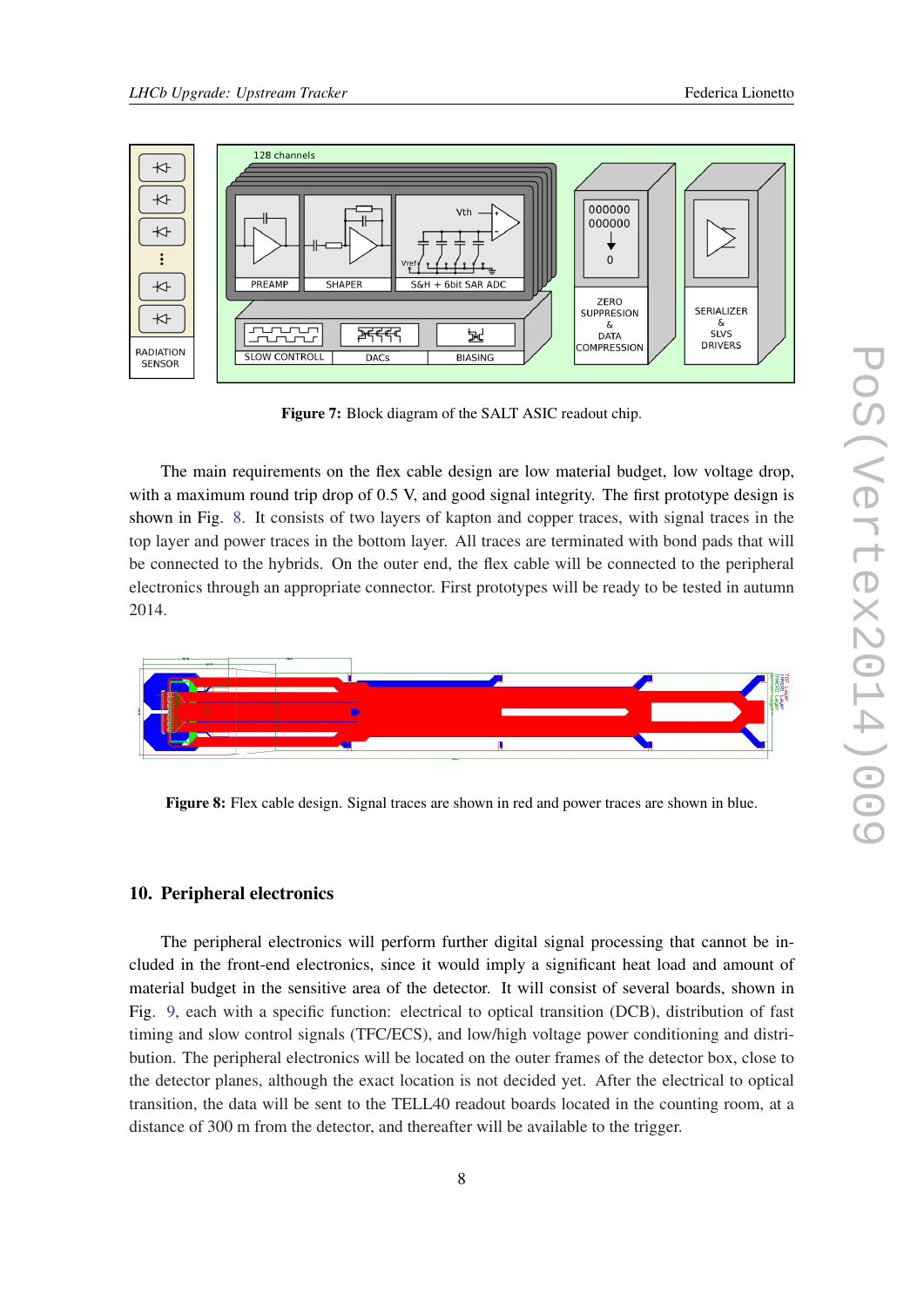**Figure 7:** Block diagram of the SALT ASIC readout chip.

The main requirements on the flex cable design are low material budget, low voltage drop, with a maximum round trip drop of 0.5 V, and good signal integrity. The first prototype design is shown in Fig. 8. It consists of two layers of kapton and copper traces, with signal traces in the top layer and power traces in the bottom layer. All traces are terminated with bond pads that will be connected to the hybrids. On the outer end, the flex cable will be connected to the peripheral electronics through an appropriate connector. First prototypes will be ready to be tested in autumn 2014.

**Figure 8:** Flex cable design. Signal traces are shown in red and power traces are shown in blue.

## 10. Peripheral electronics

The peripheral electronics will perform further digital signal processing that cannot be included in the front-end electronics, since it would imply a significant heat load and amount of material budget in the sensitive area of the detector. It will consist of several boards, shown in Fig. 9, each with a specific function: electrical to optical transition (DCB), distribution of fast timing and slow control signals (TFC/ECS), and low/high voltage power conditioning and distribution. The peripheral electronics will be located on the outer frames of the detector box, close to the detector planes, although the exact location is not decided yet. After the electrical to optical transition, the data will be sent to the TELL40 readout boards located in the counting room, at a distance of 300 m from the detector, and thereafter will be available to the trigger.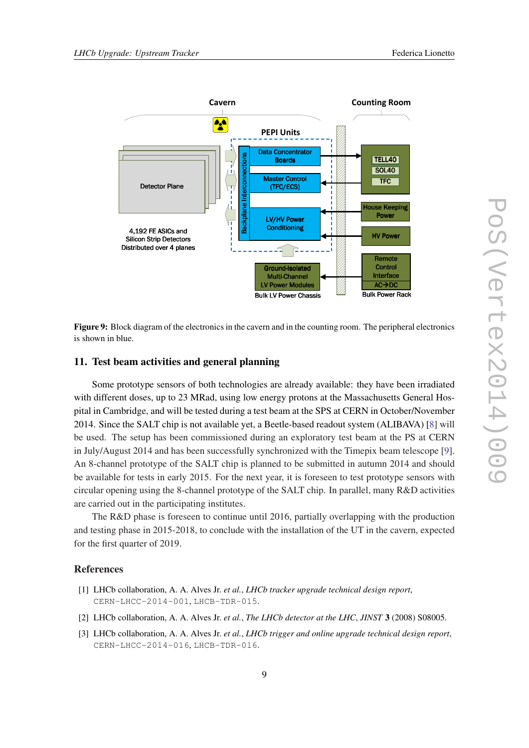**Figure 9:** Block diagram of the electronics in the cavern and in the counting room. The peripheral electronics is shown in blue.

## 11. Test beam activities and general planning

Some prototype sensors of both technologies are already available: they have been irradiated with different doses, up to 23 MRad, using low energy protons at the Massachusetts General Hospital in Cambridge, and will be tested during a test beam at the SPS at CERN in October/November 2014. Since the SALT chip is not available yet, a Beetle-based readout system (ALIBAVA) [8] will be used. The setup has been commissioned during an exploratory test beam at the PS at CERN in July/August 2014 and has been successfully synchronized with the Timepix beam telescope [9]. An 8-channel prototype of the SALT chip is planned to be submitted in autumn 2014 and should be available for tests in early 2015. For the next year, it is foreseen to test prototype sensors with circular opening using the 8-channel prototype of the SALT chip. In parallel, many R&D activities are carried out in the participating institutes.

The R&D phase is foreseen to continue until 2016, partially overlapping with the production and testing phase in 2015-2018, to conclude with the installation of the UT in the cavern, expected for the first quarter of 2019.

## References

[1] LHCb collaboration, A. A. Alves Jr. *et al.*, *LHCb tracker upgrade technical design report*, CERN-LHCC-2014-001, LHCB-TDR-015.

[2] LHCb collaboration, A. A. Alves Jr. *et al.*, *The LHCb detector at the LHC*, *JINST* **3** (2008) S08005.

[3] LHCb collaboration, A. A. Alves Jr. *et al.*, *LHCb trigger and online upgrade technical design report*, CERN-LHCC-2014-016, LHCB-TDR-016.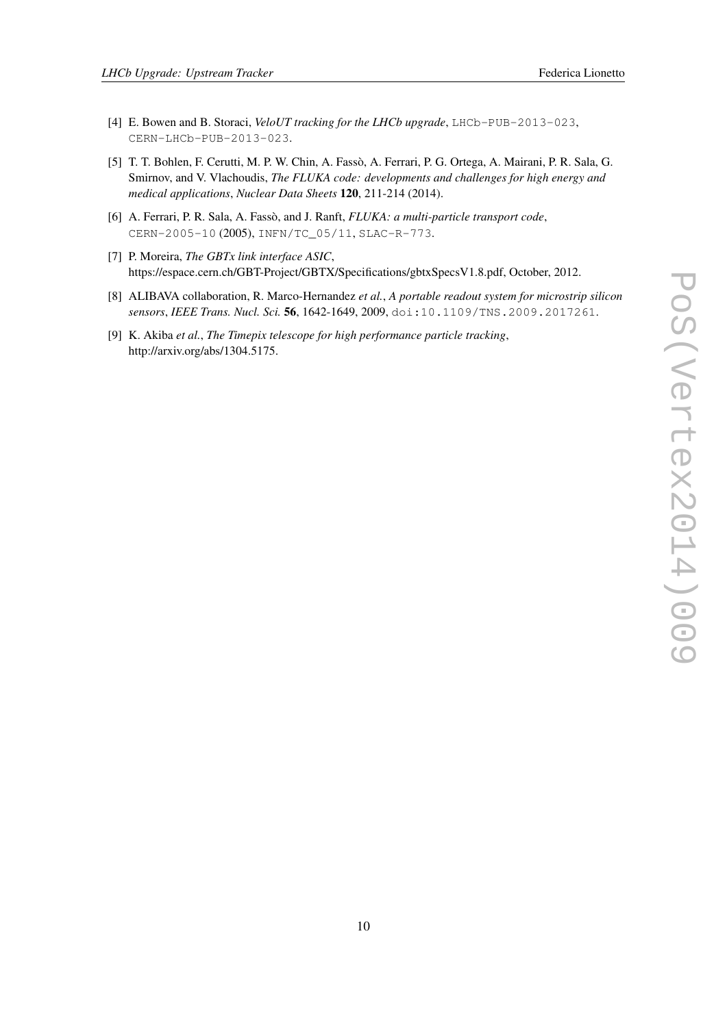[4] E. Bowen and B. Storaci, *VeloUT tracking for the LHCb upgrade*, LHCb-PUB-2013-023, CERN-LHCb-PUB-2013-023.

[5] T. T. Bohlen, F. Cerutti, M. P. W. Chin, A. Fassò, A. Ferrari, P. G. Ortega, A. Mairani, P. R. Sala, G. Smirnov, and V. Vlachoudis, *The FLUKA code: developments and challenges for high energy and medical applications*, *Nuclear Data Sheets* **120**, 211-214 (2014).

[6] A. Ferrari, P. R. Sala, A. Fassò, and J. Ranft, *FLUKA: a multi-particle transport code*, CERN-2005-10 (2005), INFN/TC_05/11, SLAC-R-773.

[7] P. Moreira, *The GBTx link interface ASIC*, https://espace.cern.ch/GBT-Project/GBTX/Specifications/gbtxSpecsV1.8.pdf, October, 2012.

[8] ALIBAVA collaboration, R. Marco-Hernandez *et al.*, *A portable readout system for microstrip silicon sensors*, *IEEE Trans. Nucl. Sci.* **56**, 1642-1649, 2009, doi:10.1109/TNS.2009.2017261.

[9] K. Akiba *et al.*, *The Timepix telescope for high performance particle tracking*, http://arxiv.org/abs/1304.5175.